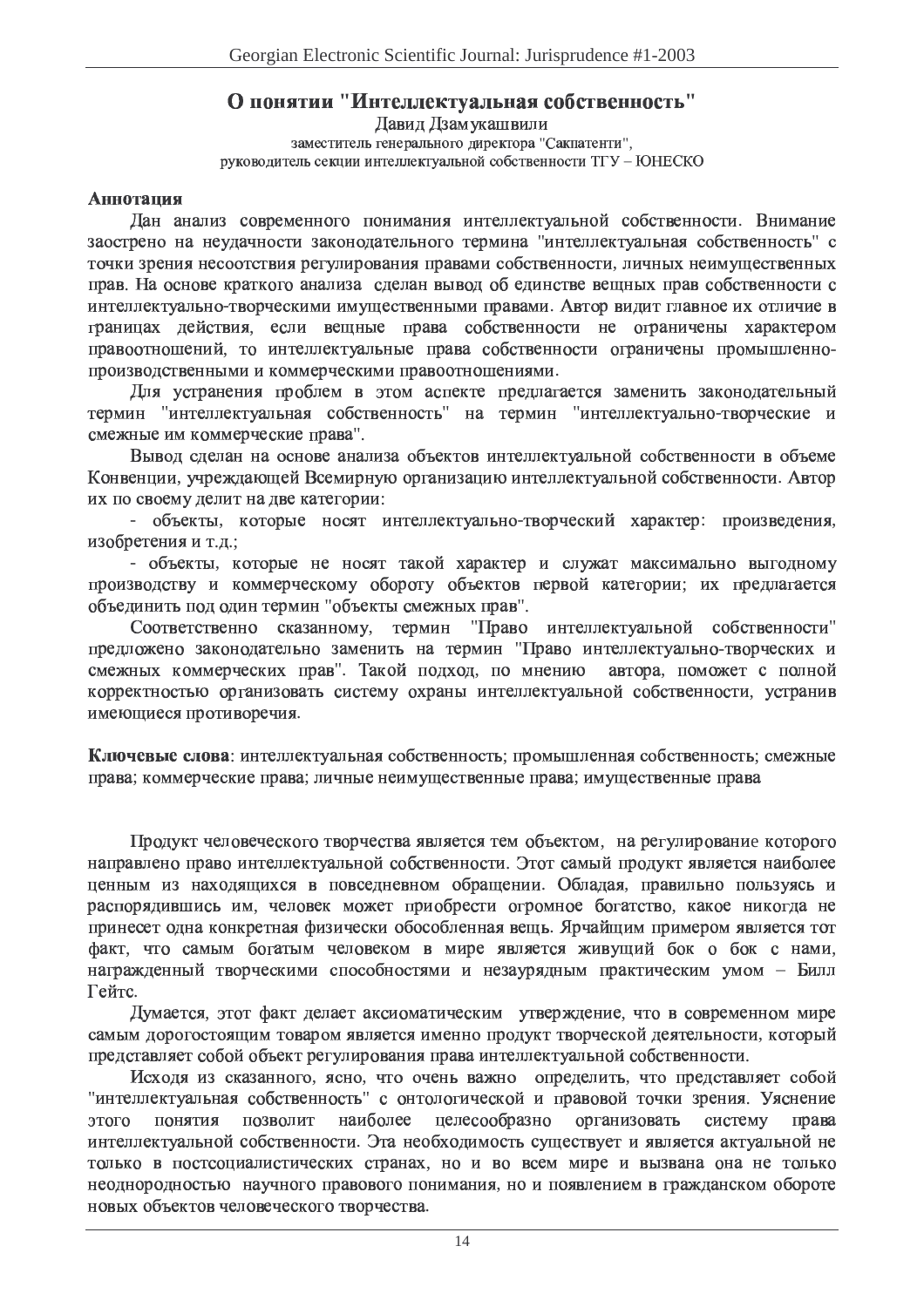# О понятии "Интеллектуальная собственность"

Давид Дзамукашвили

заместитель генерального директора "Сакпатенти",
руководитель секции интеллектуальной собственности ТГУ – ЮНЕСКО

**Аннотация**

Дан анализ современного понимания интеллектуальной собственности. Внимание заострено на неудачности законодательного термина "интеллектуальная собственность" с точки зрения несоотствия регулирования правами собственности, личных неимущественных прав. На основе краткого анализа сделан вывод об единстве вещных прав собственности с интеллектуально-творческими имущественными правами. Автор видит главное их отличие в границах действия, если вещные права собственности не ограничены характером правоотношений, то интеллектуальные права собственности ограничены промышленно-производственными и коммерческими правоотношениями.

Для устранения проблем в этом аспекте предлагается заменить законодательный термин "интеллектуальная собственность" на термин "интеллектуально-творческие и смежные им коммерческие права".

Вывод сделан на основе анализа объектов интеллектуальной собственности в объеме Конвенции, учреждающей Всемирную организацию интеллектуальной собственности. Автор их по своему делит на две категории:

- объекты, которые носят интеллектуально-творческий характер: произведения, изобретения и т.д.;
- объекты, которые не носят такой характер и служат максимально выгодному производству и коммерческому обороту объектов первой категории; их предлагается объединить под один термин "объекты смежных прав".

Соответственно сказанному, термин "Право интеллектуальной собственности" предложено законодательно заменить на термин "Право интеллектуально-творческих и смежных коммерческих прав". Такой подход, по мнению автора, поможет с полной корректностью организовать систему охраны интеллектуальной собственности, устранив имеющиеся противоречия.

**Ключевые слова**: интеллектуальная собственность; промышленная собственность; смежные права; коммерческие права; личные неимущественные права; имущественные права

Продукт человеческого творчества является тем объектом, на регулирование которого направлено право интеллектуальной собственности. Этот самый продукт является наиболее ценным из находящихся в повседневном обращении. Обладая, правильно пользуясь и распорядившись им, человек может приобрести огромное богатство, какое никогда не принесет одна конкретная физически обособленная вещь. Ярчайщим примером является тот факт, что самым богатым человеком в мире является живущий бок о бок с нами, награжденный творческими способностями и незаурядным практическим умом – Билл Гейтс.

Думается, этот факт делает аксиоматическим утверждение, что в современном мире самым дорогостоящим товаром является именно продукт творческой деятельности, который представляет собой объект регулирования права интеллектуальной собственности.

Исходя из сказанного, ясно, что очень важно определить, что представляет собой "интеллектуальная собственность" с онтологической и правовой точки зрения. Уяснение этого понятия позволит наиболее целесообразно организовать систему права интеллектуальной собственности. Эта необходимость существует и является актуальной не только в постсоциалистических странах, но и во всем мире и вызвана она не только неоднородностью научного правового понимания, но и появлением в гражданском обороте новых объектов человеческого творчества.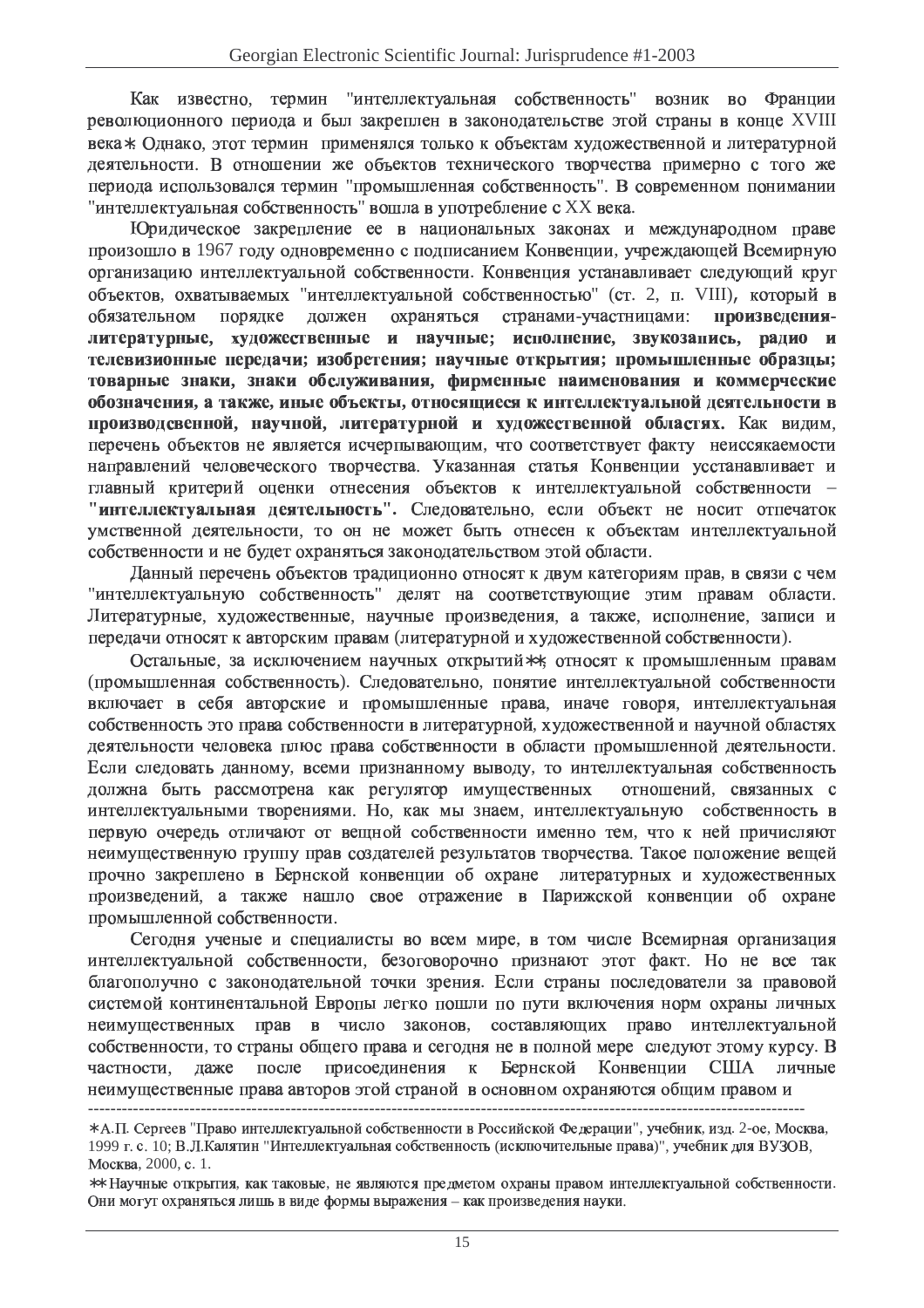Как известно, термин "интеллектуальная собственность" возник во Франции революционного периода и был закреплен в законодательстве этой страны в конце XVIII века*. Однако, этот термин применялся только к объектам художественной и литературной деятельности. В отношении же объектов технического творчества примерно с того же периода использовался термин "промышленная собственность". В современном понимании "интеллектуальная собственность" вошла в употребление с XX века.

Юридическое закрепление ее в национальных законах и международном праве произошло в 1967 году одновременно с подписанием Конвенции, учреждающей Всемирную организацию интеллектуальной собственности. Конвенция устанавливает следующий круг объектов, охватываемых "интеллектуальной собственностью" (ст. 2, п. VIII), который в обязательном порядке должен охраняться странами-участницами: **произведения-литературные, художественные и научные; исполнение, звукозапись, радио и телевизионные передачи; изобретения; научные открытия; промышленные образцы; товарные знаки, знаки обслуживания, фирменные наименования и коммерческие обозначения, а также, иные объекты, относящиеся к интеллектуальной деятельности в производсвенной, научной, литературной и художественной областях.** Как видим, перечень объектов не является исчерпывающим, что соответствует факту неиссякаемости направлений человеческого творчества. Указанная статья Конвенции усстанавливает и главный критерий оценки отнесения объектов к интеллектуальной собственности – **"интеллектуальная деятельность".** Следовательно, если объект не носит отпечаток умственной деятельности, то он не может быть отнесен к объектам интеллектуальной собственности и не будет охраняться законодательством этой области.

Данный перечень объектов традиционно относят к двум категориям прав, в связи с чем "интеллектуальную собственность" делят на соответствующие этим правам области. Литературные, художественные, научные произведения, а также, исполнение, записи и передачи относят к авторским правам (литературной и художественной собственности).

Остальные, за исключением научных открытий**, относят к промышленным правам (промышленная собственность). Следовательно, понятие интеллектуальной собственности включает в себя авторские и промышленные права, иначе говоря, интеллектуальная собственность это права собственности в литературной, художественной и научной областях деятельности человека плюс права собственности в области промышленной деятельности. Если следовать данному, всеми признанному выводу, то интеллектуальная собственность должна быть рассмотрена как регулятор имущественных отношений, связанных с интеллектуальными творениями. Но, как мы знаем, интеллектуальную собственность в первую очередь отличают от вещной собственности именно тем, что к ней причисляют неимущественную группу прав создателей результатов творчества. Такое положение вещей прочно закреплено в Бернской конвенции об охране литературных и художественных произведений, а также нашло свое отражение в Парижской конвенции об охране промышленной собственности.

Сегодня ученые и специалисты во всем мире, в том числе Всемирная организация интеллектуальной собственности, безоговорочно признают этот факт. Но не все так благополучно с законодательной точки зрения. Если страны последователи за правовой системой континентальной Европы легко пошли по пути включения норм охраны личных неимущественных прав в число законов, составляющих право интеллектуальной собственности, то страны общего права и сегодня не в полной мере следуют этому курсу. В частности, даже после присоединения к Бернской Конвенции США личные неимущественные права авторов этой страной в основном охраняются общим правом и

---

*А.П. Сергеев "Право интеллектуальной собственности в Российской Федерации", учебник, изд. 2-ое, Москва, 1999 г. с. 10; В.Л.Калятин "Интеллектуальная собственность (исключительные права)", учебник для ВУЗОВ, Москва, 2000, с. 1.

**Научные открытия, как таковые, не являются предметом охраны правом интеллектуальной собственности. Они могут охраняться лишь в виде формы выражения – как произведения науки.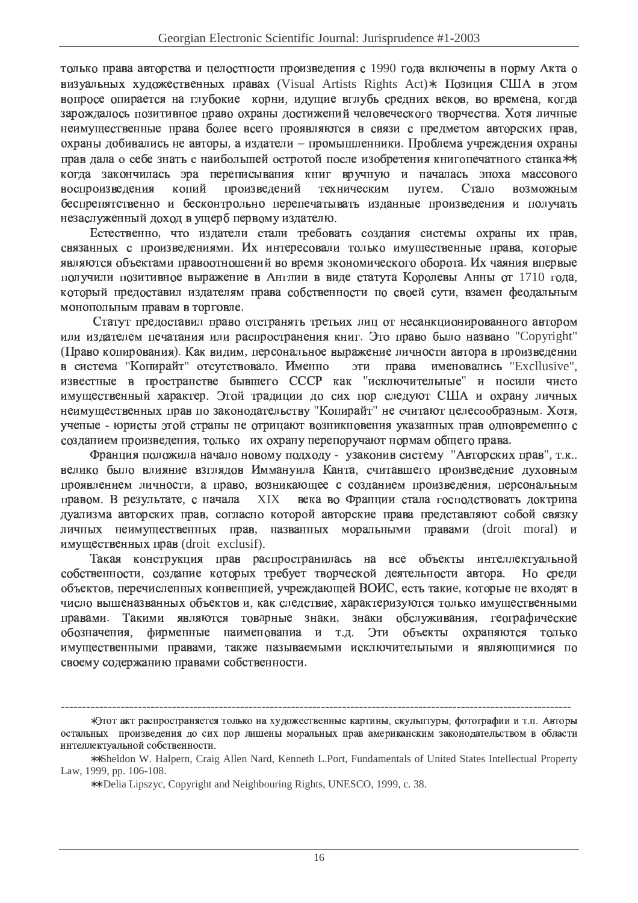только права авторства и целостности произведения с 1990 года включены в норму Акта о визуальных художественных правах (Visual Artists Rights Act)*. Позиция США в этом вопросе опирается на глубокие корни, идущие вглубь средних веков, во времена, когда зарождалось позитивное право охраны достижений человеческого творчества. Хотя личные неимущественные права более всего проявляются в связи с предметом авторских прав, охраны добивались не авторы, а издатели – промышленники. Проблема учреждения охраны прав дала о себе знать с наибольшей остротой после изобретения книгопечатного станка**, когда закончилась эра переписывания книг вручную и началась эпоха массового воспроизведения копий произведений техническим путем. Стало возможным беспрепятственно и бесконтрольно перепечатывать изданные произведения и получать незаслуженный доход в ущерб первому издателю.

Естественно, что издатели стали требовать создания системы охраны их прав, связанных с произведениями. Их интересовали только имущественные права, которые являются объектами правоотношений во время экономического оборота. Их чаяния впервые получили позитивное выражение в Англии в виде статута Королевы Анны от 1710 года, который предоставил издателям права собственности по своей сути, взамен феодальным монопольным правам в торговле.

Статут предоставил право отстранять третьих лиц от несанкционированного автором или издателем печатания или распространения книг. Это право было названо "Copyright" (Право копирования). Как видим, персональное выражение личности автора в произведении в система "Копирайт" отсутствовало. Именно эти права именовались "Excllusive", известные в пространстве бывшего СССР как "исключительные" и носили чисто имущественный характер. Этой традиции до сих пор следуют США и охрану личных неимущественных прав по законодательству "Копирайт" не считают целесообразным. Хотя, ученые - юристы этой страны не отрицают возникновения указанных прав одновременно с созданием произведения, только их охрану перепоручают нормам общего права.

Франция положила начало новому подходу - узаконив систему "Авторских прав", т.к.. велико было влияние взглядов Иммануила Канта, считавшего произведение духовным проявлением личности, а право, возникающее с созданием произведения, персональным правом. В результате, с начала XIX века во Франции стала господствовать доктрина дуализма авторских прав, согласно которой авторские права представляют собой связку личных неимущественных прав, названных моральными правами (droit moral) и имущественных прав (droit exclusif).

Такая конструкция прав распространилась на все объекты интеллектуальной собственности, создание которых требует творческой деятельности автора. Но среди объектов, перечисленных конвенцией, учреждающей ВОИС, есть такие, которые не входят в число вышеназванных объектов и, как следствие, характеризуются только имущественными правами. Такими являются товарные знаки, знаки обслуживания, географические обозначения, фирменные наименованиа и т.д. Эти объекты охраняются только имущественными правами, также называемыми исключительными и являющимися по своему содержанию правами собственности.

---

*Этот акт распространяется только на художественные картины, скульптуры, фотографии и т.п. Авторы остальных произведения до сих пор лишены моральных прав американским законодательством в области интеллектуальной собственности.

**Sheldon W. Halpern, Craig Allen Nard, Kenneth L.Port, Fundamentals of United States Intellectual Property Law, 1999, pp. 106-108.

**Delia Lipszyc, Copyright and Neighbouring Rights, UNESCO, 1999, c. 38.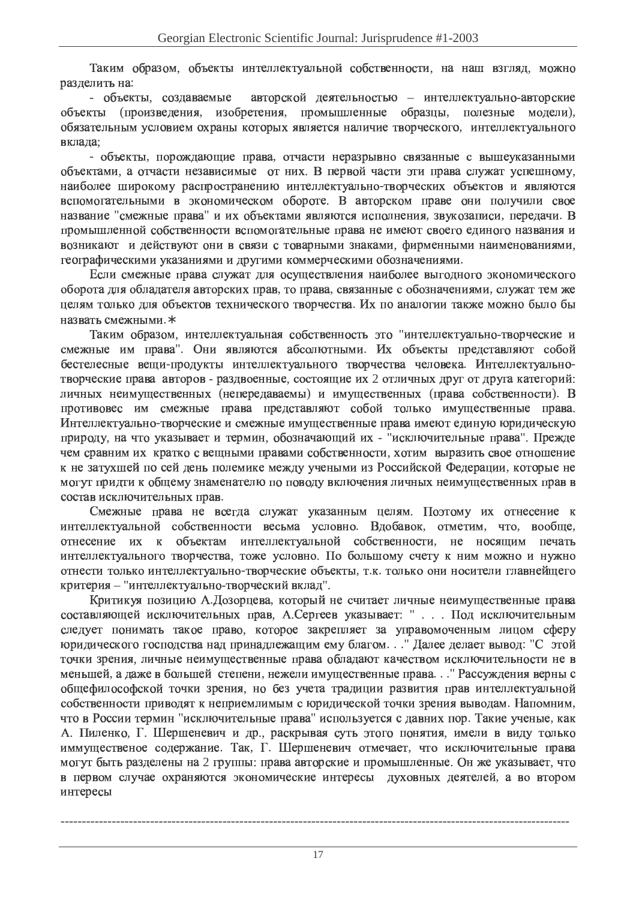Таким образом, объекты интеллектуальной собственности, на наш взгляд, можно разделить на:

- объекты, создаваемые авторской деятельностью – интеллектуально-авторские объекты (произведения, изобретения, промышленные образцы, полезные модели), обязательным условием охраны которых является наличие творческого, интеллектуального вклада;

- объекты, порождающие права, отчасти неразрывно связанные с вышеуказанными объектами, а отчасти независимые от них. В первой части эти права служат успешному, наиболее широкому распространению интеллектуально-творческих объектов и являются вспомогательными в экономическом обороте. В авторском праве они получили свое название "смежные права" и их объектами являются исполнения, звукозаписи, передачи. В промышленной собственности вспомогательные права не имеют своего единого названия и возникают и действуют они в связи с товарными знаками, фирменными наименованиями, географическими указаниями и другими коммерческими обозначениями.

Если смежные права служат для осуществления наиболее выгодного экономического оборота для обладателя авторских прав, то права, связанные с обозначениями, служат тем же целям только для объектов технического творчества. Их по аналогии также можно было бы назвать смежными.*

Таким образом, интеллектуальная собственность это "интеллектуально-творческие и смежные им права". Они являются абсолютными. Их объекты представляют собой бестелесные вещи-продукты интеллектуального творчества человека. Интеллектуально-творческие права авторов - раздвоенные, состоящие их 2 отличных друг от друга категорий: личных неимущественных (непередаваемы) и имущественных (права собственности). В противовес им смежные права представляют собой только имущественные права. Интеллектуально-творческие и смежные имущественные права имеют единую юридическую природу, на что указывает и термин, обозначающий их - "исключительные права". Прежде чем сравним их кратко с вещными правами собственности, хотим выразить свое отношение к не затухшей по сей день полемике между учеными из Российской Федерации, которые не могут придти к общему знаменателю по поводу включения личных неимущественных прав в состав исключительных прав.

Смежные права не всегда служат указанным целям. Поэтому их отнесение к интеллектуальной собственности весьма условно. Вдобавок, отметим, что, вообще, отнесение их к объектам интеллектуальной собственности, не носящим печать интеллектуального творчества, тоже условно. По большому счету к ним можно и нужно отнести только интеллектуально-творческие объекты, т.к. только они носители главнейщего критерия – "интеллектуально-творческий вклад".

Критикуя позицию А.Дозорцева, который не считает личные неимущественные права составляющей исключительных прав, А.Сергеев указывает: " . . . Под исключительным следует понимать такое право, которое закрепляет за управомоченным лицом сферу юридического господства над принадлежащим ему благом. . ." Далее делает вывод: "С этой точки зрения, личные неимущественные права обладают качеством исключительности не в меньшей, а даже в большей степени, нежели имущественные права. . ." Рассуждения верны с общефилософской точки зрения, но без учета традиции развития прав интеллектуальной собственности приводят к неприемлимым с юридической точки зрения выводам. Напомним, что в России термин "исключительные права" используется с давних пор. Такие ученые, как А. Пиленко, Г. Шершеневич и др., раскрывая суть этого понятия, имели в виду только иммущественое содержание. Так, Г. Шершеневич отмечает, что исключительные права могут быть разделены на 2 группы: права авторские и промышленные. Он же указывает, что в первом случае охраняются экономические интересы духовных деятелей, а во втором интересы

---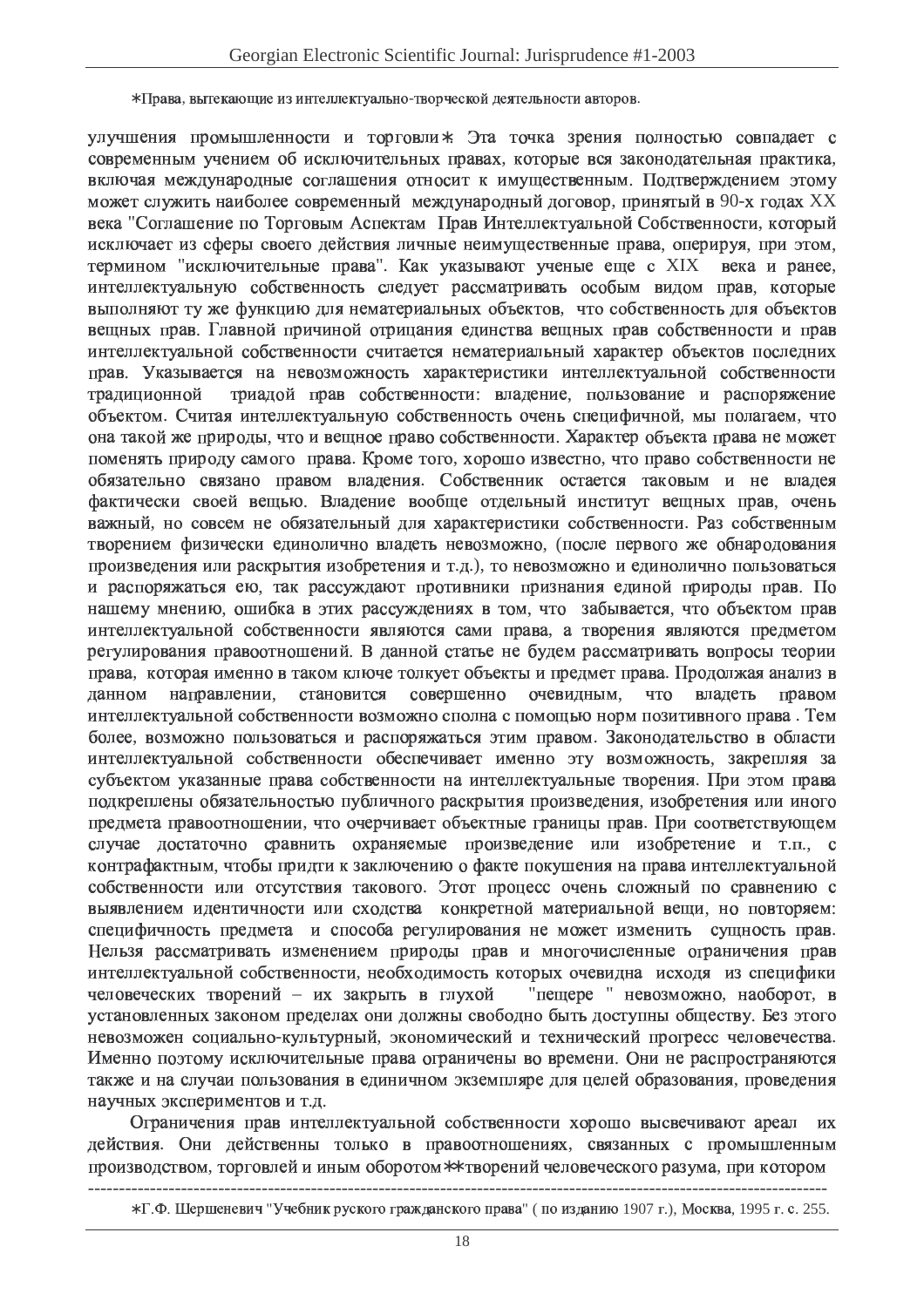∗Права, вытекающие из интеллектуально-творческой деятельности авторов.

улучшения промышленности и торговли∗ Эта точка зрения полностью совпадает с современным учением об исключительных правах, которые вся законодательная практика, включая международные соглашения относит к имущественным. Подтверждением этому может служить наиболее современный международный договор, принятый в 90-х годах XX века "Соглашение по Торговым Аспектам Прав Интеллектуальной Собственности, который исключает из сферы своего действия личные неимущественные права, оперируя, при этом, термином "исключительные права". Как указывают ученые еще с XIX века и ранее, интеллектуальную собственность следует рассматривать особым видом прав, которые выполняют ту же функцию для нематериальных объектов, что собственность для объектов вещных прав. Главной причиной отрицания единства вещных прав собственности и прав интеллектуальной собственности считается нематериальный характер объектов последних прав. Указывается на невозможность характеристики интеллектуальной собственности традиционной триадой прав собственности: владение, пользование и распоряжение объектом. Считая интеллектуальную собственность очень специфичной, мы полагаем, что она такой же природы, что и вещное право собственности. Характер объекта права не может поменять природу самого права. Кроме того, хорошо известно, что право собственности не обязательно связано правом владения. Собственник остается таковым и не владея фактически своей вещью. Владение вообще отдельный институт вещных прав, очень важный, но совсем не обязательный для характеристики собственности. Раз собственным творением физически единолично владеть невозможно, (после первого же обнародования произведения или раскрытия изобретения и т.д.), то невозможно и единолично пользоваться и распоряжаться ею, так рассуждают противники признания единой природы прав. По нашему мнению, ошибка в этих рассуждениях в том, что забывается, что объектом прав интеллектуальной собственности являются сами права, а творения являются предметом регулирования правоотношений. В данной статье не будем рассматривать вопросы теории права, которая именно в таком ключе толкует объекты и предмет права. Продолжая анализ в данном направлении, становится совершенно очевидным, что владеть правом интеллектуальной собственности возможно сполна с помощью норм позитивного права . Тем более, возможно пользоваться и распоряжаться этим правом. Законодательство в области интеллектуальной собственности обеспечивает именно эту возможность, закрепляя за субъектом указанные права собственности на интеллектуальные творения. При этом права подкреплены обязательностью публичного раскрытия произведения, изобретения или иного предмета правоотношении, что очерчивает объектные границы прав. При соответствующем случае достаточно сравнить охраняемые произведение или изобретение и т.п., с контрафактным, чтобы придти к заключению о факте покушения на права интеллектуальной собственности или отсутствия такового. Этот процесс очень сложный по сравнению с выявлением идентичности или сходства конкретной материальной вещи, но повторяем: специфичность предмета и способа регулирования не может изменить сущность прав. Нельзя рассматривать изменением природы прав и многочисленные ограничения прав интеллектуальной собственности, необходимость которых очевидна исходя из специфики человеческих творений – их закрыть в глухой "пещере " невозможно, наоборот, в установленных законом пределах они должны свободно быть доступны обществу. Без этого невозможен социально-культурный, экономический и технический прогресс человечества. Именно поэтому исключительные права ограничены во времени. Они не распространяются также и на случаи пользования в единичном экземпляре для целей образования, проведения научных экспериментов и т.д.

Ограничения прав интеллектуальной собственности хорошо высвечивают ареал их действия. Они действенны только в правоотношениях, связанных с промышленным производством, торговлей и иным оборотом∗∗творений человеческого разума, при котором

---

∗Г.Ф. Шершеневич "Учебник руского гражданского права" ( по изданию 1907 г.), Москва, 1995 г. с. 255.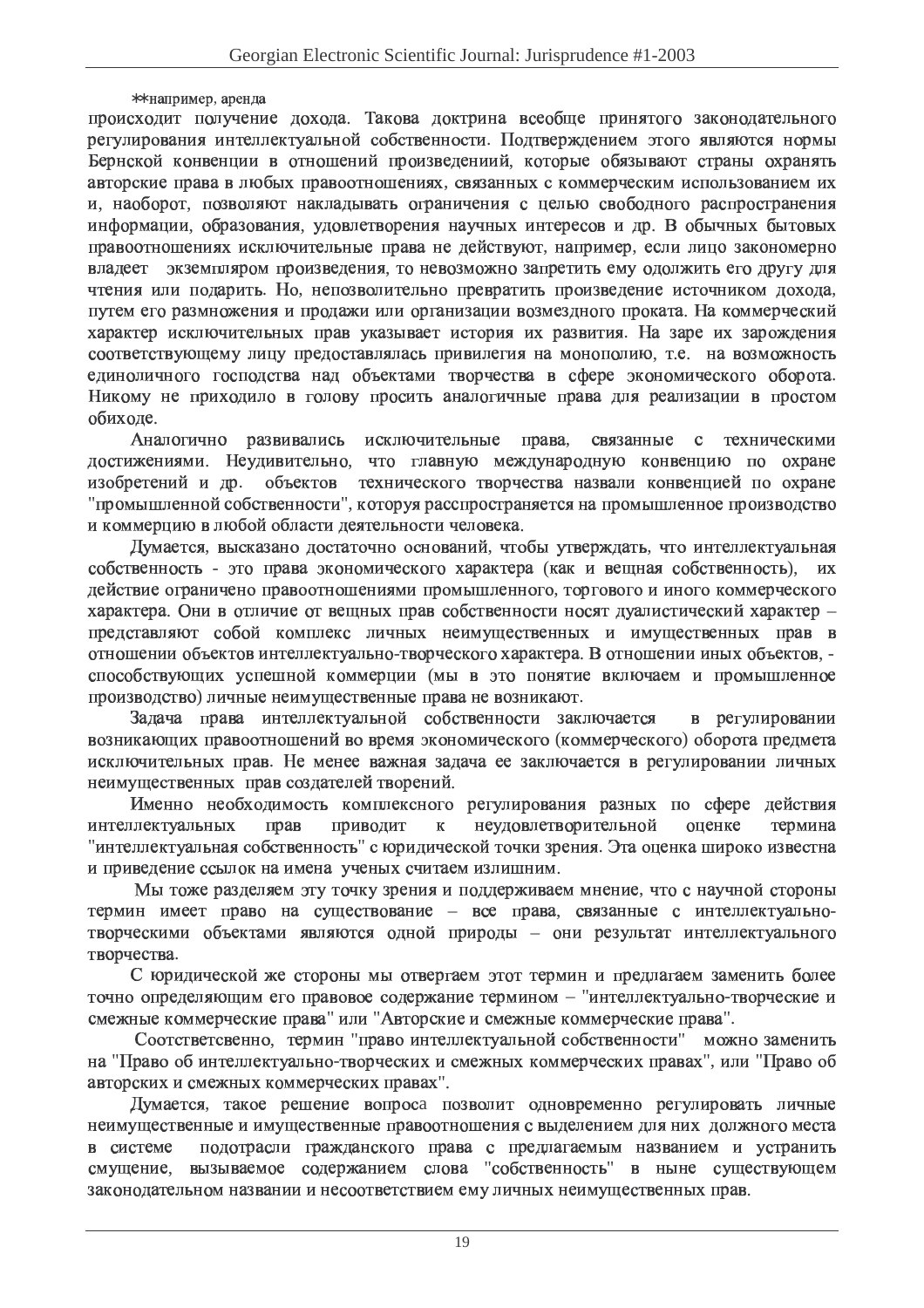**например, аренда

происходит получение дохода. Такова доктрина всеобще принятого законодательного регулирования интеллектуальной собственности. Подтверждением этого являются нормы Бернской конвенции в отношений произведениий, которые обязывают страны охранять авторские права в любых правоотношениях, связанных с коммерческим использованием их и, наоборот, позволяют накладывать ограничения с целью свободного распространения информации, образования, удовлетворения научных интересов и др. В обычных бытовых правоотношениях исключительные права не действуют, например, если лицо закономерно владеет экземпляром произведения, то невозможно запретить ему одолжить его другу для чтения или подарить. Но, непозволительно превратить произведение источником дохода, путем его размножения и продажи или организации возмездного проката. На коммерческий характер исключительных прав указывает история их развития. На заре их зарождения соответствующему лицу предоставлялась привилегия на монополию, т.е. на возможность единоличного господства над объектами творчества в сфере экономического оборота. Никому не приходило в голову просить аналогичные права для реализации в простом обиходе.

Аналогично развивались исключительные права, связанные с техническими достижениями. Неудивительно, что главную международную конвенцию по охране изобретений и др. объектов технического творчества назвали конвенцией по охране "промышленной собственности", которуя расспространяется на промышленное производство и коммерцию в любой области деятельности человека.

Думается, высказано достаточно оснований, чтобы утверждать, что интеллектуальная собственность - это права экономического характера (как и вещная собственность), их действие ограничено правоотношениями промышленного, торгового и иного коммерческого характера. Они в отличие от вещных прав собственности носят дуалистический характер – представляют собой комплекс личных неимущественных и имущественных прав в отношении объектов интеллектуально-творческого характера. В отношении иных объектов, - способствующих успешной коммерции (мы в это понятие включаем и промышленное производство) личные неимущественные права не возникают.

Задача права интеллектуальной собственности заключается в регулировании возникающих правоотношений во время экономического (коммерческого) оборота предмета исключительных прав. Не менее важная задача ее заключается в регулировании личных неимущественных прав создателей творений.

Именно необходимость комплексного регулирования разных по сфере действия интеллектуальных прав приводит к неудовлетворительной оценке термина "интеллектуальная собственность" с юридической точки зрения. Эта оценка широко известна и приведение ссылок на имена ученых считаем излишним.

Мы тоже разделяем эту точку зрения и поддерживаем мнение, что с научной стороны термин имеет право на существование – все права, связанные с интеллектуально-творческими объектами являются одной природы – они результат интеллектуального творчества.

С юридической же стороны мы отвергаем этот термин и предлагаем заменить более точно определяющим его правовое содержание термином – "интеллектуально-творческие и смежные коммерческие права" или "Авторские и смежные коммерческие права".

Соотстветсвенно, термин "право интеллектуальной собственности" можно заменить на "Право об интеллектуально-творческих и смежных коммерческих правах", или "Право об авторских и смежных коммерческих правах".

Думается, такое решение вопроса позволит одновременно регулировать личные неимущественные и имущественные правоотношения с выделением для них должного места в системе подотрасли гражданского права с предлагаемым названием и устранить смущение, вызываемое содержанием слова "собственность" в ныне существующем законодательном названии и несоответствием ему личных неимущественных прав.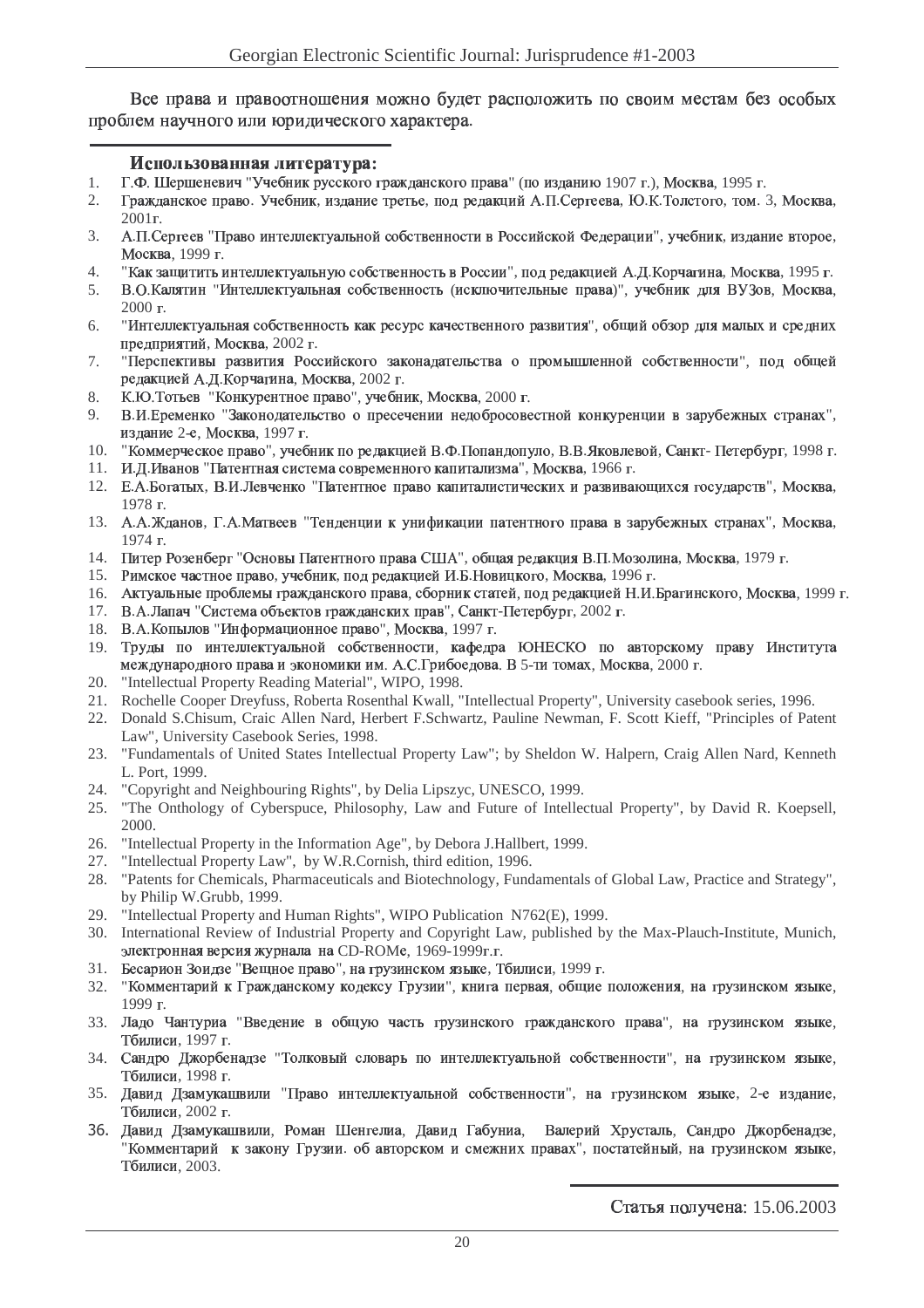Все права и правоотношения можно будет расположить по своим местам без особых проблем научного или юридического характера.

---

**Использованная литература:**

1. Г.Ф. Шершеневич "Учебник русского гражданского права" (по изданию 1907 г.), Москва, 1995 г.
2. Гражданское право. Учебник, издание третье, под редакций А.П.Сергеева, Ю.К.Толстого, том. 3, Москва, 2001г.
3. А.П.Сергеев "Право интеллектуальной собственности в Российской Федерации", учебник, издание второе, Москва, 1999 г.
4. "Как защитить интеллектуальную собственность в России", под редакцией А.Д.Корчагина, Москва, 1995 г.
5. В.О.Калятин "Интеллектуальная собственность (исключительные права)", учебник для ВУЗов, Москва, 2000 г.
6. "Интеллектуальная собственность как ресурс качественного развития", общий обзор для малых и средних предприятий, Москва, 2002 г.
7. "Перспективы развития Российского законадательства о промышленной собственности", под общей редакцией А.Д.Корчагина, Москва, 2002 г.
8. К.Ю.Тотьев "Конкурентное право", учебник, Москва, 2000 г.
9. В.И.Еременко "Законодательство о пресечении недобросовестной конкуренции в зарубежных странах", издание 2-е, Москва, 1997 г.
10. "Коммерческое право", учебник по редакцией В.Ф.Попандопуло, В.В.Яковлевой, Санкт- Петербург, 1998 г.
11. И.Д.Иванов "Патентная система современного капитализма", Москва, 1966 г.
12. Е.А.Богатых, В.И.Левченко "Патентное право капиталистических и развивающихся государств", Москва, 1978 г.
13. А.А.Жданов, Г.А.Матвеев "Тенденции к унификации патентного права в зарубежных странах", Москва, 1974 г.
14. Питер Розенберг "Основы Патентного права США", общая редакция В.П.Мозолина, Москва, 1979 г.
15. Римское частное право, учебник, под редакцией И.Б.Новицкого, Москва, 1996 г.
16. Актуальные проблемы гражданского права, сборник статей, под редакцией Н.И.Брагинского, Москва, 1999 г.
17. В.А.Лапач "Система объектов гражданских прав", Санкт-Петербург, 2002 г.
18. В.А.Копылов "Информационное право", Москва, 1997 г.
19. Труды по интеллектуальной собственности, кафедра ЮНЕСКО по авторскому праву Института международного права и экономики им. А.С.Грибоедова. В 5-ти томах, Москва, 2000 г.
20. "Intellectual Property Reading Material", WIPO, 1998.
21. Rochelle Cooper Dreyfuss, Roberta Rosenthal Kwall, "Intellectual Property", University casebook series, 1996.
22. Donald S.Chisum, Craic Allen Nard, Herbert F.Schwartz, Pauline Newman, F. Scott Kieff, "Principles of Patent Law", University Casebook Series, 1998.
23. "Fundamentals of United States Intellectual Property Law"; by Sheldon W. Halpern, Craig Allen Nard, Kenneth L. Port, 1999.
24. "Copyright and Neighbouring Rights", by Delia Lipszyc, UNESCO, 1999.
25. "The Onthology of Cyberspuce, Philosophy, Law and Future of Intellectual Property", by David R. Koepsell, 2000.
26. "Intellectual Property in the Information Age", by Debora J.Hallbert, 1999.
27. "Intellectual Property Law", by W.R.Cornish, third edition, 1996.
28. "Patents for Chemicals, Pharmaceuticals and Biotechnology, Fundamentals of Global Law, Practice and Strategy", by Philip W.Grubb, 1999.
29. "Intellectual Property and Human Rights", WIPO Publication N762(E), 1999.
30. International Review of Industrial Property and Copyright Law, published by the Max-Plauch-Institute, Munich, электронная версия журнала на CD-ROMe, 1969-1999г.г.
31. Бесарион Зоидзе "Вещное право", на грузинском языке, Тбилиси, 1999 г.
32. "Комментарий к Гражданскому кодексу Грузии", книга первая, общие положения, на грузинском языке, 1999 г.
33. Ладо Чантуриа "Введение в общую часть грузинского гражданского права", на грузинском языке, Тбилиси, 1997 г.
34. Сандро Джорбенадзе "Толковый словарь по интеллектуальной собственности", на грузинском языке, Тбилиси, 1998 г.
35. Давид Дзамукашвили "Право интеллектуальной собственности", на грузинском языке, 2-е издание, Тбилиси, 2002 г.
36. Давид Дзамукашвили, Роман Шенгелиа, Давид Габуниа, Валерий Хрусталь, Сандро Джорбенадзе, "Комментарий к закону Грузии. об авторском и смежних правах", постатейный, на грузинском языке, Тбилиси, 2003.

---

Статья получена: 15.06.2003